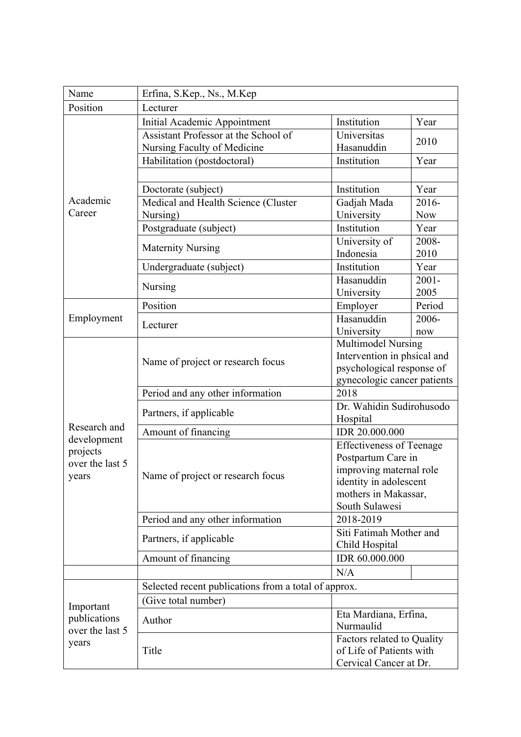| Name | Erfina, S.Kep., Ns., M.Kep | | |
|---|---|---|---|
| Position | Lecturer | | |
| Academic Career | Initial Academic Appointment | Institution | Year |
| | Assistant Professor at the School of Nursing Faculty of Medicine | Universitas Hasanuddin | 2010 |
| | Habilitation (postdoctoral) | Institution | Year |
| | | | |
| | Doctorate (subject) | Institution | Year |
| | Medical and Health Science (Cluster Nursing) | Gadjah Mada University | 2016-Now |
| | Postgraduate (subject) | Institution | Year |
| | Maternity Nursing | University of Indonesia | 2008-2010 |
| | Undergraduate (subject) | Institution | Year |
| | Nursing | Hasanuddin University | 2001-2005 |
| Employment | Position | Employer | Period |
| | Lecturer | Hasanuddin University | 2006-now |
| Research and development projects over the last 5 years | Name of project or research focus | Multimodel Nursing Intervention in phsical and psychological response of gynecologic cancer patients | |
| | Period and any other information | 2018 | |
| | Partners, if applicable | Dr. Wahidin Sudirohusodo Hospital | |
| | Amount of financing | IDR 20.000.000 | |
| | Name of project or research focus | Effectiveness of Teenage Postpartum Care in improving maternal role identity in adolescent mothers in Makassar, South Sulawesi | |
| | Period and any other information | 2018-2019 | |
| | Partners, if applicable | Siti Fatimah Mother and Child Hospital | |
| | Amount of financing | IDR 60.000.000 | |
| | | N/A | |
| Important publications over the last 5 years | Selected recent publications from a total of approx. | | |
| | (Give total number) | | |
| | Author | Eta Mardiana, Erfina, Nurmaulid | |
| | Title | Factors related to Quality of Life of Patients with Cervical Cancer at Dr. | |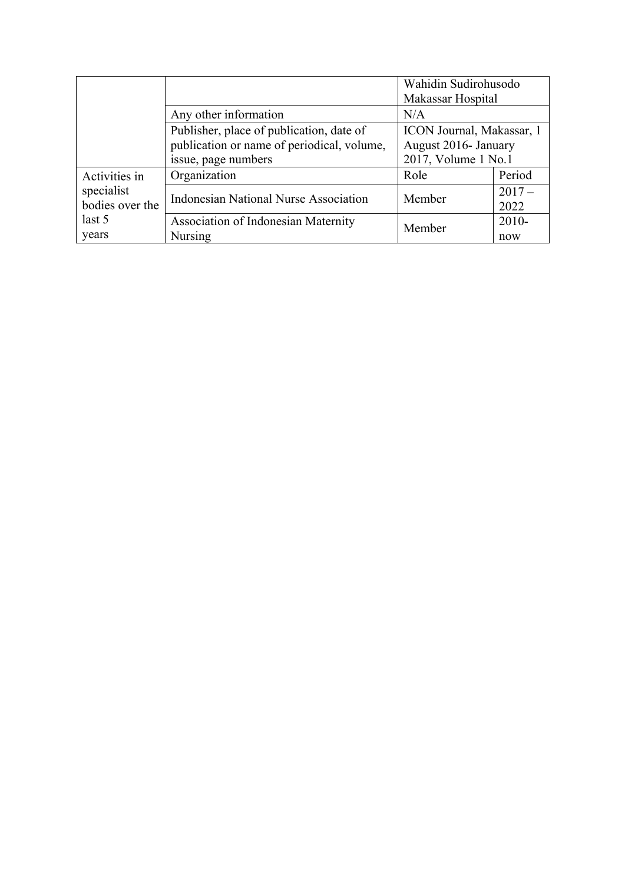| | | | |
|---|---|---|---|
| | | Wahidin Sudirohusodo Makassar Hospital | |
| | Any other information | N/A | |
| | Publisher, place of publication, date of publication or name of periodical, volume, issue, page numbers | ICON Journal, Makassar, 1 August 2016- January 2017, Volume 1 No.1 | |
| Activities in specialist bodies over the last 5 years | Organization | Role | Period |
| | Indonesian National Nurse Association | Member | 2017 – 2022 |
| | Association of Indonesian Maternity Nursing | Member | 2010- now |